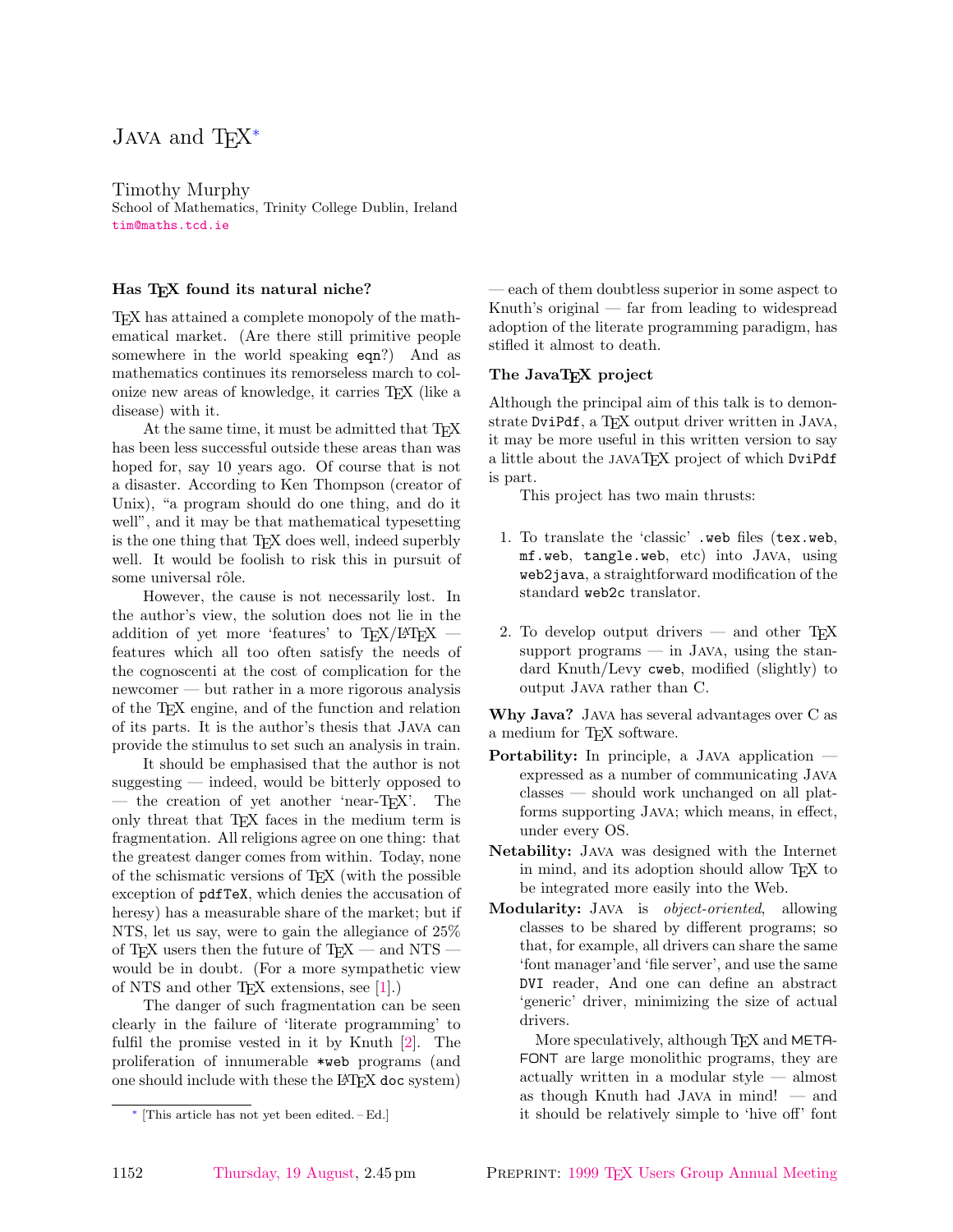# JAVA and TEX*

Timothy Murphy
School of Mathematics, Trinity College Dublin, Ireland
tim@maths.tcd.ie

### Has TEX found its natural niche?

TEX has attained a complete monopoly of the mathematical market. (Are there still primitive people somewhere in the world speaking `eqn`?) And as mathematics continues its remorseless march to colonize new areas of knowledge, it carries TEX (like a disease) with it.

At the same time, it must be admitted that TEX has been less successful outside these areas than was hoped for, say 10 years ago. Of course that is not a disaster. According to Ken Thompson (creator of Unix), "a program should do one thing, and do it well", and it may be that mathematical typesetting is the one thing that TEX does well, indeed superbly well. It would be foolish to risk this in pursuit of some universal rôle.

However, the cause is not necessarily lost. In the author's view, the solution does not lie in the addition of yet more 'features' to TEX/LATEX — features which all too often satisfy the needs of the cognoscenti at the cost of complication for the newcomer — but rather in a more rigorous analysis of the TEX engine, and of the function and relation of its parts. It is the author's thesis that JAVA can provide the stimulus to set such an analysis in train.

It should be emphasised that the author is not suggesting — indeed, would be bitterly opposed to — the creation of yet another 'near-TEX'. The only threat that TEX faces in the medium term is fragmentation. All religions agree on one thing: that the greatest danger comes from within. Today, none of the schismatic versions of TEX (with the possible exception of `pdfTeX`, which denies the accusation of heresy) has a measurable share of the market; but if NTS, let us say, were to gain the allegiance of 25% of TEX users then the future of TEX — and NTS — would be in doubt. (For a more sympathetic view of NTS and other TEX extensions, see [1].)

The danger of such fragmentation can be seen clearly in the failure of 'literate programming' to fulfil the promise vested in it by Knuth [2]. The proliferation of innumerable `*web` programs (and one should include with these the LATEX `doc` system) — each of them doubtless superior in some aspect to Knuth's original — far from leading to widespread adoption of the literate programming paradigm, has stifled it almost to death.

### The JavaTEX project

Although the principal aim of this talk is to demonstrate `DviPdf`, a TEX output driver written in JAVA, it may be more useful in this written version to say a little about the JAVATEX project of which `DviPdf` is part.

This project has two main thrusts:

1. To translate the 'classic' `.web` files (`tex.web`, `mf.web`, `tangle.web`, etc) into JAVA, using `web2java`, a straightforward modification of the standard `web2c` translator.

2. To develop output drivers — and other TEX support programs — in JAVA, using the standard Knuth/Levy `cweb`, modified (slightly) to output JAVA rather than C.

**Why Java?** JAVA has several advantages over C as a medium for TEX software.

**Portability:** In principle, a JAVA application — expressed as a number of communicating JAVA classes — should work unchanged on all platforms supporting JAVA; which means, in effect, under every OS.

**Netability:** JAVA was designed with the Internet in mind, and its adoption should allow TEX to be integrated more easily into the Web.

**Modularity:** JAVA is *object-oriented*, allowing classes to be shared by different programs; so that, for example, all drivers can share the same 'font manager'and 'file server', and use the same DVI reader, And one can define an abstract 'generic' driver, minimizing the size of actual drivers.

More speculatively, although TEX and METAFONT are large monolithic programs, they are actually written in a modular style — almost as though Knuth had JAVA in mind! — and it should be relatively simple to 'hive off' font

* [This article has not yet been edited. – Ed.]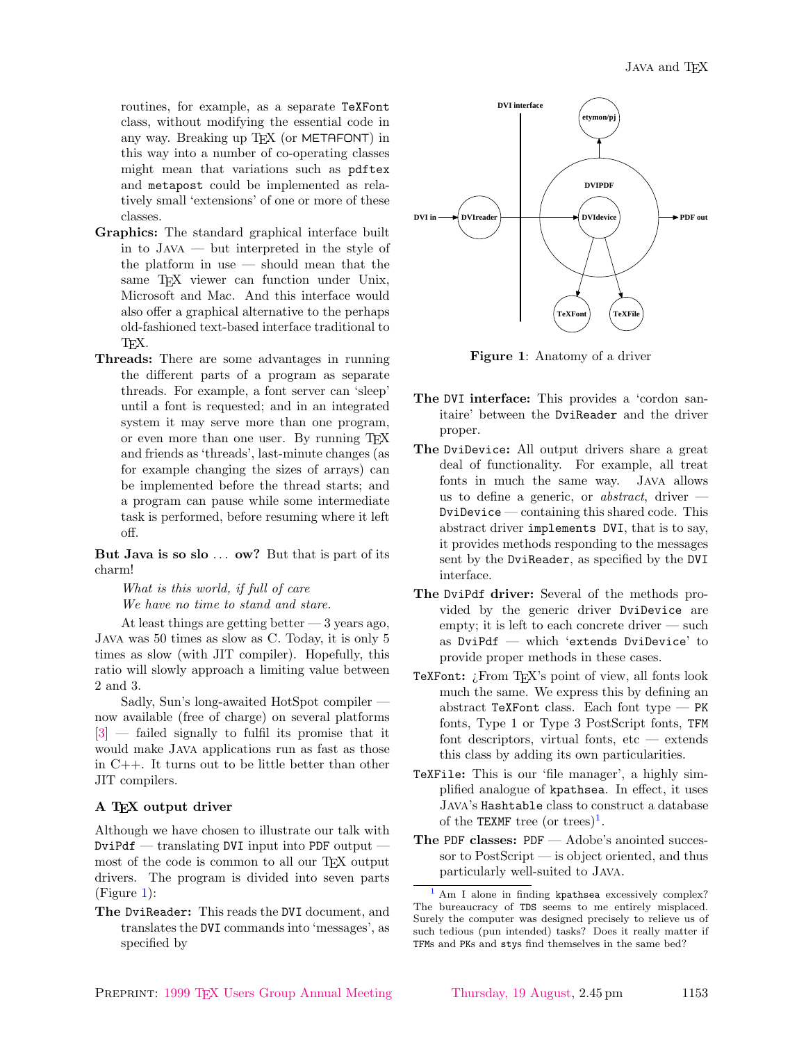routines, for example, as a separate TeXFont class, without modifying the essential code in any way. Breaking up TEX (or METAFONT) in this way into a number of co-operating classes might mean that variations such as pdftex and metapost could be implemented as relatively small 'extensions' of one or more of these classes.

**Graphics:** The standard graphical interface built in to JAVA — but interpreted in the style of the platform in use — should mean that the same TEX viewer can function under Unix, Microsoft and Mac. And this interface would also offer a graphical alternative to the perhaps old-fashioned text-based interface traditional to TEX.

**Threads:** There are some advantages in running the different parts of a program as separate threads. For example, a font server can 'sleep' until a font is requested; and in an integrated system it may serve more than one program, or even more than one user. By running TEX and friends as 'threads', last-minute changes (as for example changing the sizes of arrays) can be implemented before the thread starts; and a program can pause while some intermediate task is performed, before resuming where it left off.

**But Java is so slo . . . ow?** But that is part of its charm!

*What is this world, if full of care*
*We have no time to stand and stare.*

At least things are getting better — 3 years ago, JAVA was 50 times as slow as C. Today, it is only 5 times as slow (with JIT compiler). Hopefully, this ratio will slowly approach a limiting value between 2 and 3.

Sadly, Sun's long-awaited HotSpot compiler — now available (free of charge) on several platforms [3] — failed signally to fulfil its promise that it would make JAVA applications run as fast as those in C++. It turns out to be little better than other JIT compilers.

### A TEX output driver

Although we have chosen to illustrate our talk with DviPdf — translating DVI input into PDF output — most of the code is common to all our TEX output drivers. The program is divided into seven parts (Figure 1):

**The DviReader:** This reads the DVI document, and translates the DVI commands into 'messages', as specified by

**Figure 1**: Anatomy of a driver

**The DVI interface:** This provides a 'cordon sanitaire' between the DviReader and the driver proper.

**The DviDevice:** All output drivers share a great deal of functionality. For example, all treat fonts in much the same way. JAVA allows us to define a generic, or *abstract*, driver — DviDevice — containing this shared code. This abstract driver implements DVI, that is to say, it provides methods responding to the messages sent by the DviReader, as specified by the DVI interface.

**The DviPdf driver:** Several of the methods provided by the generic driver DviDevice are empty; it is left to each concrete driver — such as DviPdf — which 'extends DviDevice' to provide proper methods in these cases.

**TeXFont:** ¿From TEX's point of view, all fonts look much the same. We express this by defining an abstract TeXFont class. Each font type — PK fonts, Type 1 or Type 3 PostScript fonts, TFM font descriptors, virtual fonts, etc — extends this class by adding its own particularities.

**TeXFile:** This is our 'file manager', a highly simplified analogue of kpathsea. In effect, it uses JAVA's Hashtable class to construct a database of the TEXMF tree (or trees)[1].

**The PDF classes:** PDF — Adobe's anointed successor to PostScript — is object oriented, and thus particularly well-suited to JAVA.

[1] Am I alone in finding kpathsea excessively complex? The bureaucracy of TDS seems to me entirely misplaced. Surely the computer was designed precisely to relieve us of such tedious (pun intended) tasks? Does it really matter if TFMs and PKs and stys find themselves in the same bed?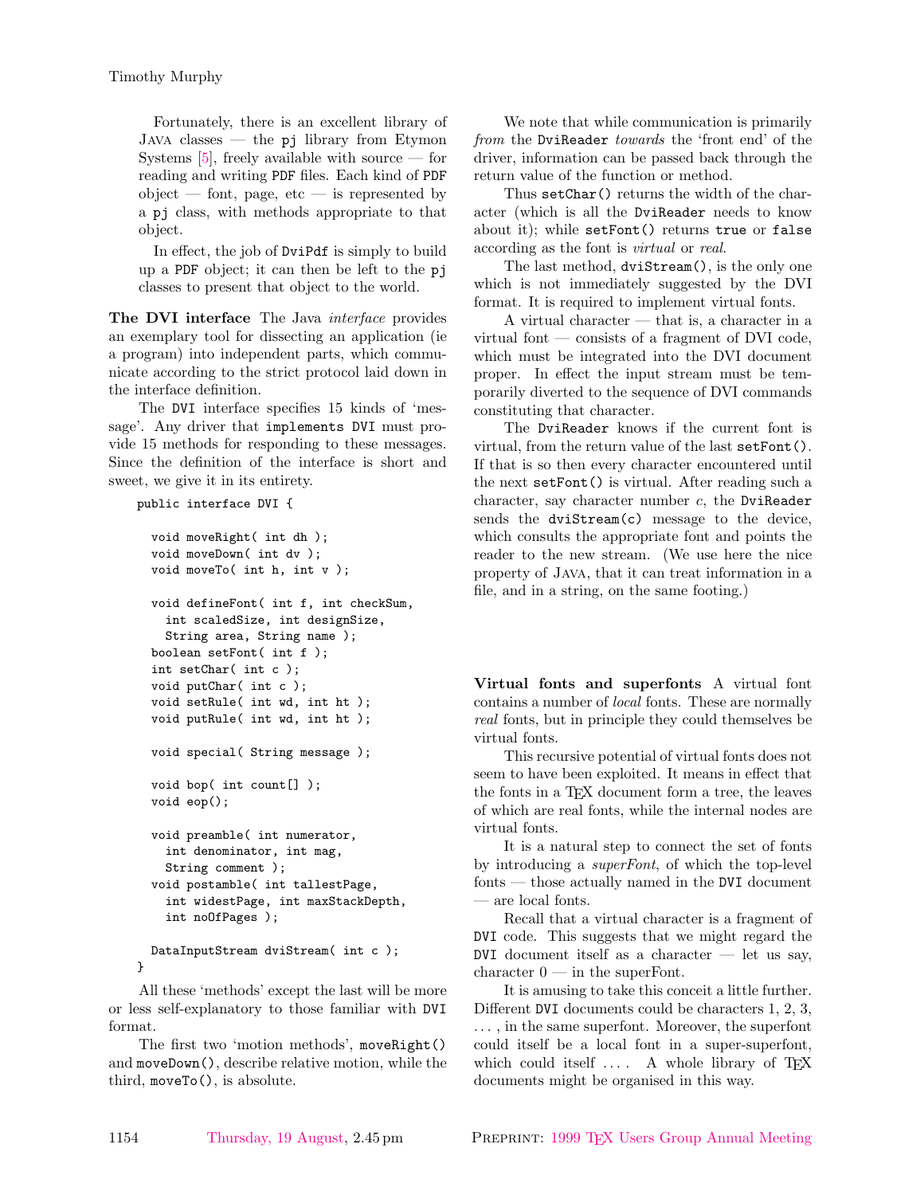Fortunately, there is an excellent library of JAVA classes — the `pj` library from Etymon Systems [5], freely available with source — for reading and writing PDF files. Each kind of PDF object — font, page, etc — is represented by a `pj` class, with methods appropriate to that object.

In effect, the job of `DviPdf` is simply to build up a PDF object; it can then be left to the `pj` classes to present that object to the world.

**The DVI interface** The Java *interface* provides an exemplary tool for dissecting an application (ie a program) into independent parts, which communicate according to the strict protocol laid down in the interface definition.

The `DVI` interface specifies 15 kinds of 'message'. Any driver that `implements DVI` must provide 15 methods for responding to these messages. Since the definition of the interface is short and sweet, we give it in its entirety.

```
public interface DVI {

  void moveRight( int dh );
  void moveDown( int dv );
  void moveTo( int h, int v );

  void defineFont( int f, int checkSum,
    int scaledSize, int designSize,
    String area, String name );
  boolean setFont( int f );
  int setChar( int c );
  void putChar( int c );
  void setRule( int wd, int ht );
  void putRule( int wd, int ht );

  void special( String message );

  void bop( int count[] );
  void eop();

  void preamble( int numerator,
    int denominator, int mag,
    String comment );
  void postamble( int tallestPage,
    int widestPage, int maxStackDepth,
    int noOfPages );

  DataInputStream dviStream( int c );
}
```

All these 'methods' except the last will be more or less self-explanatory to those familiar with DVI format.

The first two 'motion methods', `moveRight()` and `moveDown()`, describe relative motion, while the third, `moveTo()`, is absolute.

We note that while communication is primarily *from* the `DviReader` *towards* the 'front end' of the driver, information can be passed back through the return value of the function or method.

Thus `setChar()` returns the width of the character (which is all the `DviReader` needs to know about it); while `setFont()` returns `true` or `false` according as the font is *virtual* or *real*.

The last method, `dviStream()`, is the only one which is not immediately suggested by the DVI format. It is required to implement virtual fonts.

A virtual character — that is, a character in a virtual font — consists of a fragment of DVI code, which must be integrated into the DVI document proper. In effect the input stream must be temporarily diverted to the sequence of DVI commands constituting that character.

The `DviReader` knows if the current font is virtual, from the return value of the last `setFont()`. If that is so then every character encountered until the next `setFont()` is virtual. After reading such a character, say character number $c$, the `DviReader` sends the `dviStream(c)` message to the device, which consults the appropriate font and points the reader to the new stream. (We use here the nice property of JAVA, that it can treat information in a file, and in a string, on the same footing.)

**Virtual fonts and superfonts** A virtual font contains a number of *local* fonts. These are normally *real* fonts, but in principle they could themselves be virtual fonts.

This recursive potential of virtual fonts does not seem to have been exploited. It means in effect that the fonts in a TEX document form a tree, the leaves of which are real fonts, while the internal nodes are virtual fonts.

It is a natural step to connect the set of fonts by introducing a *superFont*, of which the top-level fonts — those actually named in the DVI document — are local fonts.

Recall that a virtual character is a fragment of DVI code. This suggests that we might regard the DVI document itself as a character — let us say, character 0 — in the superFont.

It is amusing to take this conceit a little further. Different DVI documents could be characters 1, 2, 3, ..., in the same superfont. Moreover, the superfont could itself be a local font in a super-superfont, which could itself .... A whole library of TEX documents might be organised in this way.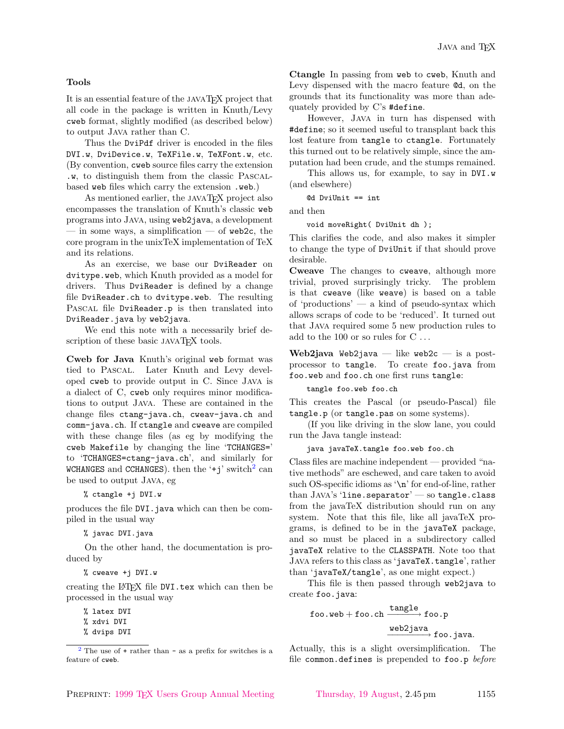## Tools

It is an essential feature of the JAVATEX project that all code in the package is written in Knuth/Levy `cweb` format, slightly modified (as described below) to output JAVA rather than C.

Thus the `DviPdf` driver is encoded in the files `DVI.w`, `DviDevice.w`, `TeXFile.w`, `TeXFont.w`, etc. (By convention, `cweb` source files carry the extension `.w`, to distinguish them from the classic PASCAL-based `web` files which carry the extension `.web`.)

As mentioned earlier, the JAVATEX project also encompasses the translation of Knuth's classic `web` programs into JAVA, using `web2java`, a development — in some ways, a simplification — of `web2c`, the core program in the unixTeX implementation of TeX and its relations.

As an exercise, we base our `DviReader` on `dvitype.web`, which Knuth provided as a model for drivers. Thus `DviReader` is defined by a change file `DviReader.ch` to `dvitype.web`. The resulting PASCAL file `DviReader.p` is then translated into `DviReader.java` by `web2java`.

We end this note with a necessarily brief description of these basic JAVATEX tools.

**Cweb for Java** Knuth's original `web` format was tied to PASCAL. Later Knuth and Levy developed `cweb` to provide output in C. Since JAVA is a dialect of C, `cweb` only requires minor modifications to output JAVA. These are contained in the change files `ctang-java.ch`, `cweav-java.ch` and `comm-java.ch`. If `ctangle` and `cweave` are compiled with these change files (as eg by modifying the `cweb Makefile` by changing the line '`TCHANGES=`' to '`TCHANGES=ctang-java.ch`', and similarly for `WCHANGES` and `CCHANGES`). then the '`+j`' switch[2] can be used to output JAVA, eg

```
% ctangle +j DVI.w
```

produces the file `DVI.java` which can then be compiled in the usual way

```
% javac DVI.java
```

On the other hand, the documentation is produced by

```
% cweave +j DVI.w
```

creating the LaTeX file `DVI.tex` which can then be processed in the usual way

```
% latex DVI
% xdvi DVI
% dvips DVI
```

[2] The use of `+` rather than `-` as a prefix for switches is a feature of `cweb`.

**Ctangle** In passing from `web` to `cweb`, Knuth and Levy dispensed with the macro feature `@d`, on the grounds that its functionality was more than adequately provided by C's `#define`.

However, JAVA in turn has dispensed with `#define`; so it seemed useful to transplant back this lost feature from `tangle` to `ctangle`. Fortunately this turned out to be relatively simple, since the amputation had been crude, and the stumps remained.

This allows us, for example, to say in `DVI.w` (and elsewhere)

```
@d DviUnit == int
```

and then

```
void moveRight( DviUnit dh );
```

This clarifies the code, and also makes it simpler to change the type of `DviUnit` if that should prove desirable.

**Cweave** The changes to `cweave`, although more trivial, proved surprisingly tricky. The problem is that `cweave` (like `weave`) is based on a table of 'productions' — a kind of pseudo-syntax which allows scraps of code to be 'reduced'. It turned out that JAVA required some 5 new production rules to add to the 100 or so rules for C ...

**Web2java** `Web2java` — like `web2c` — is a post-processor to `tangle`. To create `foo.java` from `foo.web` and `foo.ch` one first runs `tangle`:

```
tangle foo.web foo.ch
```

This creates the Pascal (or pseudo-Pascal) file `tangle.p` (or `tangle.pas` on some systems).

(If you like driving in the slow lane, you could run the Java tangle instead:

```
java javaTeX.tangle foo.web foo.ch
```

Class files are machine independent — provided "native methods" are eschewed, and care taken to avoid such OS-specific idioms as '`\n`' for end-of-line, rather than JAVA's '`line.separator`' — so `tangle.class` from the javaTeX distribution should run on any system. Note that this file, like all javaTeX programs, is defined to be in the `javaTeX` package, and so must be placed in a subdirectory called `javaTeX` relative to the `CLASSPATH`. Note too that JAVA refers to this class as '`javaTeX.tangle`', rather than '`javaTeX/tangle`', as one might expect.)

This file is then passed through `web2java` to create `foo.java`:

$$\texttt{foo.web} + \texttt{foo.ch} \xrightarrow{\texttt{tangle}} \texttt{foo.p} \xrightarrow{\texttt{web2java}} \texttt{foo.java}.$$

Actually, this is a slight oversimplification. The file `common.defines` is prepended to `foo.p` *before*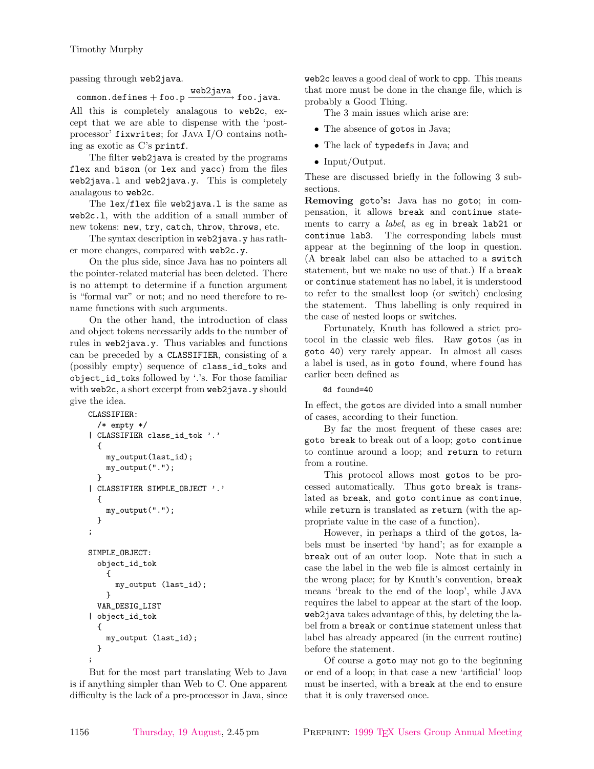passing through `web2java`.

$$\texttt{common.defines} + \texttt{foo.p} \xrightarrow{\texttt{web2java}} \texttt{foo.java}.$$

All this is completely analagous to `web2c`, except that we are able to dispense with the 'post-processor' `fixwrites`; for Java I/O contains nothing as exotic as C's `printf`.

The filter `web2java` is created by the programs `flex` and `bison` (or `lex` and `yacc`) from the files `web2java.l` and `web2java.y`. This is completely analagous to `web2c`.

The `lex/flex` file `web2java.l` is the same as `web2c.l`, with the addition of a small number of new tokens: `new`, `try`, `catch`, `throw`, `throws`, etc.

The syntax description in `web2java.y` has rather more changes, compared with `web2c.y`.

On the plus side, since Java has no pointers all the pointer-related material has been deleted. There is no attempt to determine if a function argument is "formal var" or not; and no need therefore to rename functions with such arguments.

On the other hand, the introduction of class and object tokens necessarily adds to the number of rules in `web2java.y`. Thus variables and functions can be preceded by a `CLASSIFIER`, consisting of a (possibly empty) sequence of `class_id_tok`s and `object_id_tok`s followed by '.'s. For those familiar with `web2c`, a short excerpt from `web2java.y` should give the idea.

```
CLASSIFIER:
  /* empty */
| CLASSIFIER class_id_tok '.'
  {
    my_output(last_id);
    my_output(".");
  }
| CLASSIFIER SIMPLE_OBJECT '.'
  {
    my_output(".");
  }
;

SIMPLE_OBJECT:
  object_id_tok
    {
      my_output (last_id);
    }
  VAR_DESIG_LIST
| object_id_tok
  {
    my_output (last_id);
  }
;
```

But for the most part translating Web to Java is if anything simpler than Web to C. One apparent difficulty is the lack of a pre-processor in Java, since `web2c` leaves a good deal of work to `cpp`. This means that more must be done in the change file, which is probably a Good Thing.

The 3 main issues which arise are:

- The absence of `goto`s in Java;
- The lack of `typedef`s in Java; and
- Input/Output.

These are discussed briefly in the following 3 subsections.

**Removing `goto`'s:** Java has no `goto`; in compensation, it allows `break` and `continue` statements to carry a *label*, as eg in `break lab21` or `continue lab3`. The corresponding labels must appear at the beginning of the loop in question. (A `break` label can also be attached to a `switch` statement, but we make no use of that.) If a `break` or `continue` statement has no label, it is understood to refer to the smallest loop (or switch) enclosing the statement. Thus labelling is only required in the case of nested loops or switches.

Fortunately, Knuth has followed a strict protocol in the classic web files. Raw `goto`s (as in `goto 40`) very rarely appear. In almost all cases a label is used, as in `goto found`, where `found` has earlier been defined as

```
@d found=40
```

In effect, the `goto`s are divided into a small number of cases, according to their function.

By far the most frequent of these cases are: `goto break` to break out of a loop; `goto continue` to continue around a loop; and `return` to return from a routine.

This protocol allows most `goto`s to be processed automatically. Thus `goto break` is translated as `break`, and `goto continue` as `continue`, while `return` is translated as `return` (with the appropriate value in the case of a function).

However, in perhaps a third of the `goto`s, labels must be inserted 'by hand'; as for example a `break` out of an outer loop. Note that in such a case the label in the web file is almost certainly in the wrong place; for by Knuth's convention, `break` means 'break to the end of the loop', while Java requires the label to appear at the start of the loop. `web2java` takes advantage of this, by deleting the label from a `break` or `continue` statement unless that label has already appeared (in the current routine) before the statement.

Of course a `goto` may not go to the beginning or end of a loop; in that case a new 'artificial' loop must be inserted, with a `break` at the end to ensure that it is only traversed once.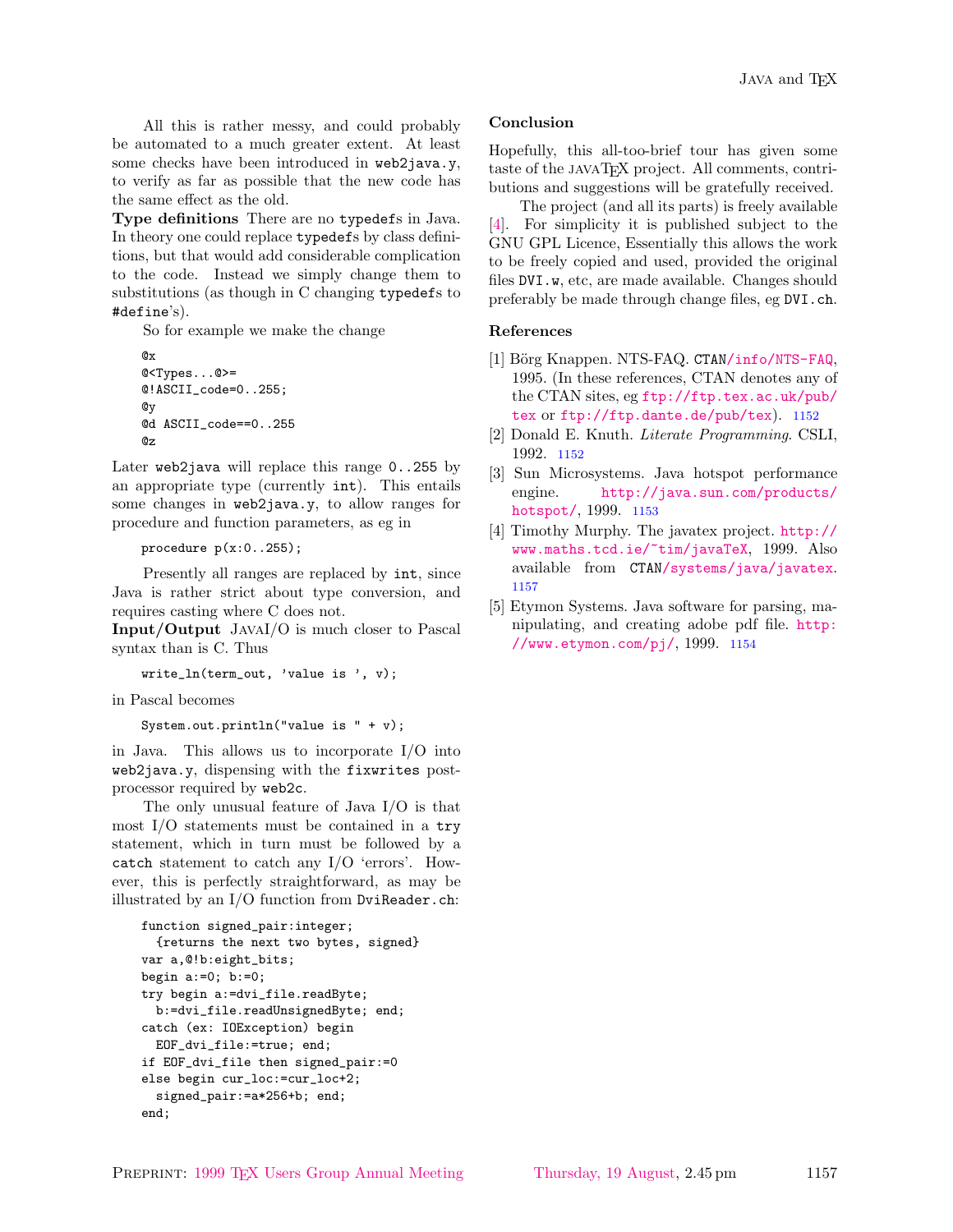All this is rather messy, and could probably be automated to a much greater extent. At least some checks have been introduced in `web2java.y`, to verify as far as possible that the new code has the same effect as the old.

**Type definitions** There are no `typedef`s in Java. In theory one could replace `typedef`s by class definitions, but that would add considerable complication to the code. Instead we simply change them to substitutions (as though in C changing `typedef`s to `#define`'s).

So for example we make the change

```
@x
@<Types...@>=
@!ASCII_code=0..255;
@y
@d ASCII_code==0..255
@z
```

Later `web2java` will replace this range `0..255` by an appropriate type (currently `int`). This entails some changes in `web2java.y`, to allow ranges for procedure and function parameters, as eg in

```
procedure p(x:0..255);
```

Presently all ranges are replaced by `int`, since Java is rather strict about type conversion, and requires casting where C does not.

**Input/Output** JavaI/O is much closer to Pascal syntax than is C. Thus

```
write_ln(term_out, 'value is ', v);
```

in Pascal becomes

```
System.out.println("value is " + v);
```

in Java. This allows us to incorporate I/O into `web2java.y`, dispensing with the `fixwrites` post-processor required by `web2c`.

The only unusual feature of Java I/O is that most I/O statements must be contained in a `try` statement, which in turn must be followed by a `catch` statement to catch any I/O 'errors'. However, this is perfectly straightforward, as may be illustrated by an I/O function from `DviReader.ch`:

```
function signed_pair:integer;
  {returns the next two bytes, signed}
var a,@!b:eight_bits;
begin a:=0; b:=0;
try begin a:=dvi_file.readByte;
  b:=dvi_file.readUnsignedByte; end;
catch (ex: IOException) begin
  EOF_dvi_file:=true; end;
if EOF_dvi_file then signed_pair:=0
else begin cur_loc:=cur_loc+2;
  signed_pair:=a*256+b; end;
end;
```

### Conclusion

Hopefully, this all-too-brief tour has given some taste of the javaTeX project. All comments, contributions and suggestions will be gratefully received.

The project (and all its parts) is freely available [4]. For simplicity it is published subject to the GNU GPL Licence, Essentially this allows the work to be freely copied and used, provided the original files `DVI.w`, etc, are made available. Changes should preferably be made through change files, eg `DVI.ch`.

### References

[1] Börg Knappen. NTS-FAQ. CTAN/info/NTS-FAQ, 1995. (In these references, CTAN denotes any of the CTAN sites, eg ftp://ftp.tex.ac.uk/pub/tex or ftp://ftp.dante.de/pub/tex). 1152

[2] Donald E. Knuth. *Literate Programming*. CSLI, 1992. 1152

[3] Sun Microsystems. Java hotspot performance engine. http://java.sun.com/products/hotspot/, 1999. 1153

[4] Timothy Murphy. The javatex project. http://www.maths.tcd.ie/~tim/javaTeX, 1999. Also available from CTAN/systems/java/javatex. 1157

[5] Etymon Systems. Java software for parsing, manipulating, and creating adobe pdf file. http://www.etymon.com/pj/, 1999. 1154